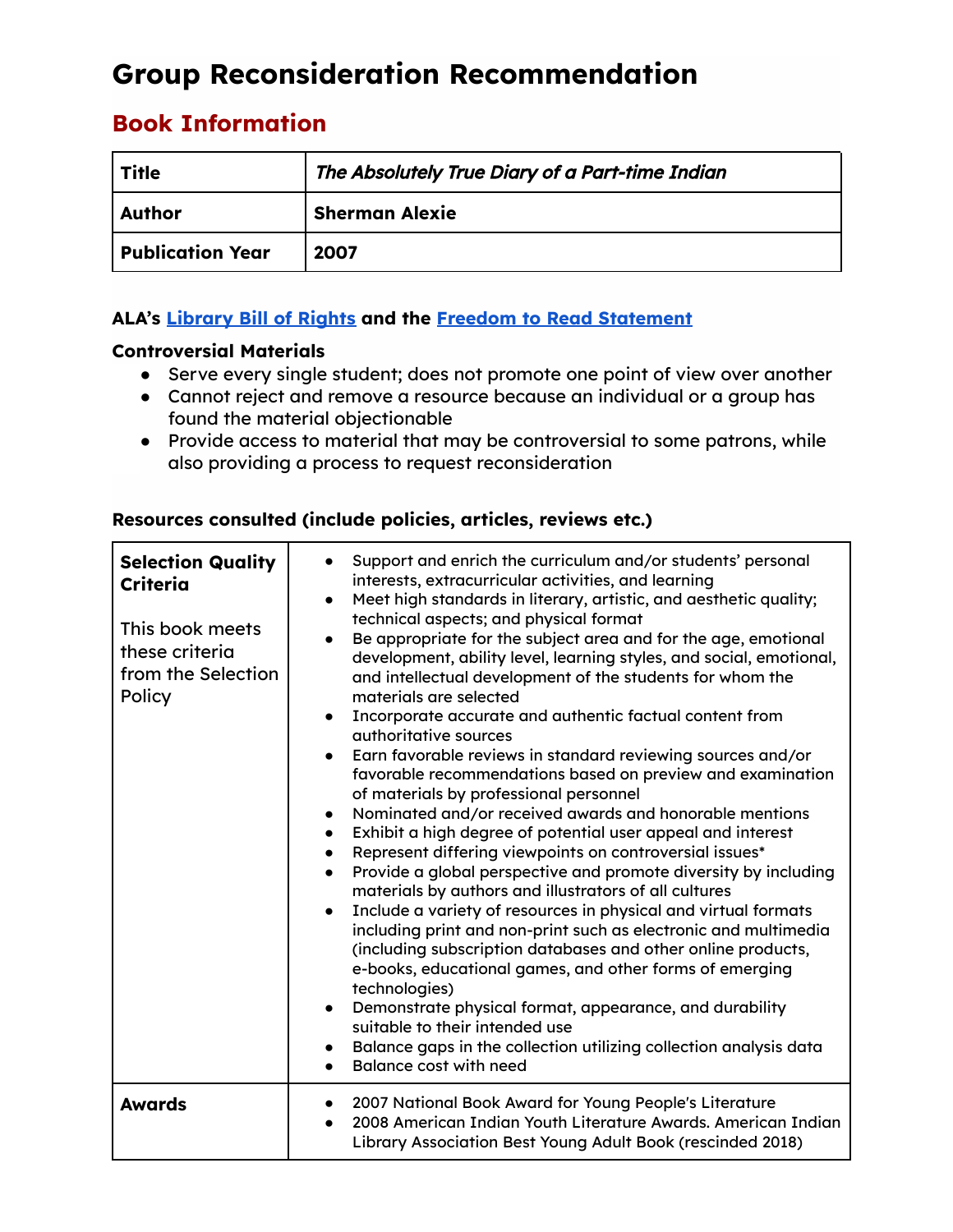# Group Reconsideration Recommendation

## Book Information

| Title | *The Absolutely True Diary of a Part-time Indian* |
|---|---|
| **Author** | **Sherman Alexie** |
| **Publication Year** | **2007** |

**ALA's [Library Bill of Rights](#) and the [Freedom to Read Statement](#)**

**Controversial Materials**

- Serve every single student; does not promote one point of view over another
- Cannot reject and remove a resource because an individual or a group has found the material objectionable
- Provide access to material that may be controversial to some patrons, while also providing a process to request reconsideration

**Resources consulted (include policies, articles, reviews etc.)**

| | |
|---|---|
| **Selection Quality Criteria**<br><br>This book meets these criteria from the Selection Policy | • Support and enrich the curriculum and/or students' personal interests, extracurricular activities, and learning<br>• Meet high standards in literary, artistic, and aesthetic quality; technical aspects; and physical format<br>• Be appropriate for the subject area and for the age, emotional development, ability level, learning styles, and social, emotional, and intellectual development of the students for whom the materials are selected<br>• Incorporate accurate and authentic factual content from authoritative sources<br>• Earn favorable reviews in standard reviewing sources and/or favorable recommendations based on preview and examination of materials by professional personnel<br>• Nominated and/or received awards and honorable mentions<br>• Exhibit a high degree of potential user appeal and interest<br>• Represent differing viewpoints on controversial issues*<br>• Provide a global perspective and promote diversity by including materials by authors and illustrators of all cultures<br>• Include a variety of resources in physical and virtual formats including print and non-print such as electronic and multimedia (including subscription databases and other online products, e-books, educational games, and other forms of emerging technologies)<br>• Demonstrate physical format, appearance, and durability suitable to their intended use<br>• Balance gaps in the collection utilizing collection analysis data<br>• Balance cost with need |
| **Awards** | • 2007 National Book Award for Young People's Literature<br>• 2008 American Indian Youth Literature Awards. American Indian Library Association Best Young Adult Book (rescinded 2018) |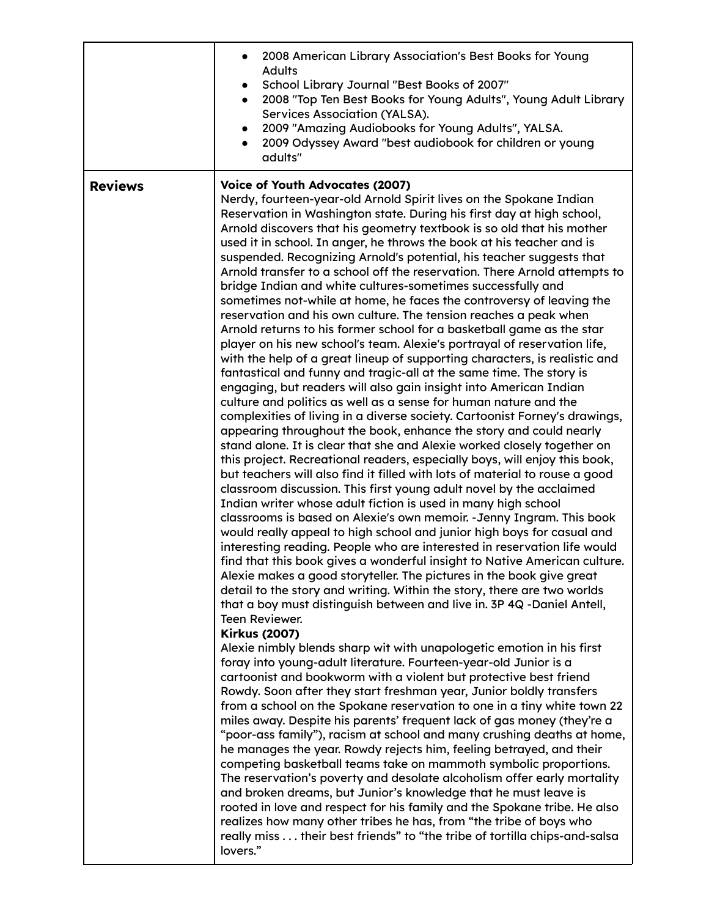| | |
|---|---|
| | • 2008 American Library Association's Best Books for Young Adults<br>• School Library Journal "Best Books of 2007"<br>• 2008 "Top Ten Best Books for Young Adults", Young Adult Library Services Association (YALSA).<br>• 2009 "Amazing Audiobooks for Young Adults", YALSA.<br>• 2009 Odyssey Award "best audiobook for children or young adults" |
| **Reviews** | **Voice of Youth Advocates (2007)**<br>Nerdy, fourteen-year-old Arnold Spirit lives on the Spokane Indian Reservation in Washington state. During his first day at high school, Arnold discovers that his geometry textbook is so old that his mother used it in school. In anger, he throws the book at his teacher and is suspended. Recognizing Arnold's potential, his teacher suggests that Arnold transfer to a school off the reservation. There Arnold attempts to bridge Indian and white cultures-sometimes successfully and sometimes not-while at home, he faces the controversy of leaving the reservation and his own culture. The tension reaches a peak when Arnold returns to his former school for a basketball game as the star player on his new school's team. Alexie's portrayal of reservation life, with the help of a great lineup of supporting characters, is realistic and fantastical and funny and tragic-all at the same time. The story is engaging, but readers will also gain insight into American Indian culture and politics as well as a sense for human nature and the complexities of living in a diverse society. Cartoonist Forney's drawings, appearing throughout the book, enhance the story and could nearly stand alone. It is clear that she and Alexie worked closely together on this project. Recreational readers, especially boys, will enjoy this book, but teachers will also find it filled with lots of material to rouse a good classroom discussion. This first young adult novel by the acclaimed Indian writer whose adult fiction is used in many high school classrooms is based on Alexie's own memoir. -Jenny Ingram. This book would really appeal to high school and junior high boys for casual and interesting reading. People who are interested in reservation life would find that this book gives a wonderful insight to Native American culture. Alexie makes a good storyteller. The pictures in the book give great detail to the story and writing. Within the story, there are two worlds that a boy must distinguish between and live in. 3P 4Q -Daniel Antell, Teen Reviewer.<br>**Kirkus (2007)**<br>Alexie nimbly blends sharp wit with unapologetic emotion in his first foray into young-adult literature. Fourteen-year-old Junior is a cartoonist and bookworm with a violent but protective best friend Rowdy. Soon after they start freshman year, Junior boldly transfers from a school on the Spokane reservation to one in a tiny white town 22 miles away. Despite his parents' frequent lack of gas money (they're a "poor-ass family"), racism at school and many crushing deaths at home, he manages the year. Rowdy rejects him, feeling betrayed, and their competing basketball teams take on mammoth symbolic proportions. The reservation's poverty and desolate alcoholism offer early mortality and broken dreams, but Junior's knowledge that he must leave is rooted in love and respect for his family and the Spokane tribe. He also realizes how many other tribes he has, from "the tribe of boys who really miss . . . their best friends" to "the tribe of tortilla chips-and-salsa lovers." |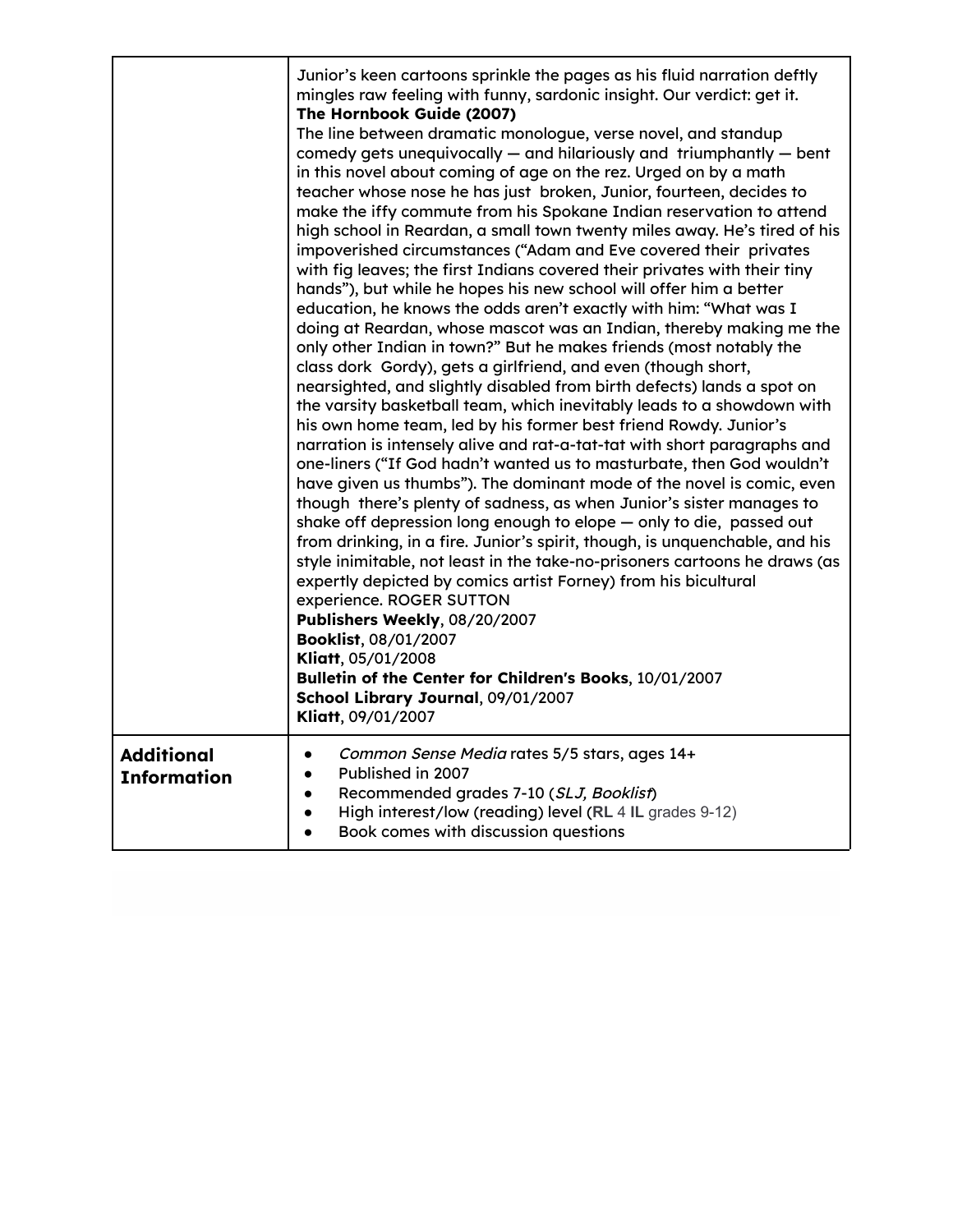| | |
|---|---|
| | Junior's keen cartoons sprinkle the pages as his fluid narration deftly mingles raw feeling with funny, sardonic insight. Our verdict: get it.<br>**The Hornbook Guide (2007)**<br>The line between dramatic monologue, verse novel, and standup comedy gets unequivocally — and hilariously and triumphantly — bent in this novel about coming of age on the rez. Urged on by a math teacher whose nose he has just broken, Junior, fourteen, decides to make the iffy commute from his Spokane Indian reservation to attend high school in Reardan, a small town twenty miles away. He's tired of his impoverished circumstances ("Adam and Eve covered their privates with fig leaves; the first Indians covered their privates with their tiny hands"), but while he hopes his new school will offer him a better education, he knows the odds aren't exactly with him: "What was I doing at Reardan, whose mascot was an Indian, thereby making me the only other Indian in town?" But he makes friends (most notably the class dork Gordy), gets a girlfriend, and even (though short, nearsighted, and slightly disabled from birth defects) lands a spot on the varsity basketball team, which inevitably leads to a showdown with his own home team, led by his former best friend Rowdy. Junior's narration is intensely alive and rat-a-tat-tat with short paragraphs and one-liners ("If God hadn't wanted us to masturbate, then God wouldn't have given us thumbs"). The dominant mode of the novel is comic, even though there's plenty of sadness, as when Junior's sister manages to shake off depression long enough to elope — only to die, passed out from drinking, in a fire. Junior's spirit, though, is unquenchable, and his style inimitable, not least in the take-no-prisoners cartoons he draws (as expertly depicted by comics artist Forney) from his bicultural experience. ROGER SUTTON<br>**Publishers Weekly**, 08/20/2007<br>**Booklist**, 08/01/2007<br>**Kliatt**, 05/01/2008<br>**Bulletin of the Center for Children's Books**, 10/01/2007<br>**School Library Journal**, 09/01/2007<br>**Kliatt**, 09/01/2007 |
| **Additional Information** | • *Common Sense Media* rates 5/5 stars, ages 14+<br>• Published in 2007<br>• Recommended grades 7-10 (*SLJ, Booklist*)<br>• High interest/low (reading) level (**RL** 4 **IL** grades 9-12)<br>• Book comes with discussion questions |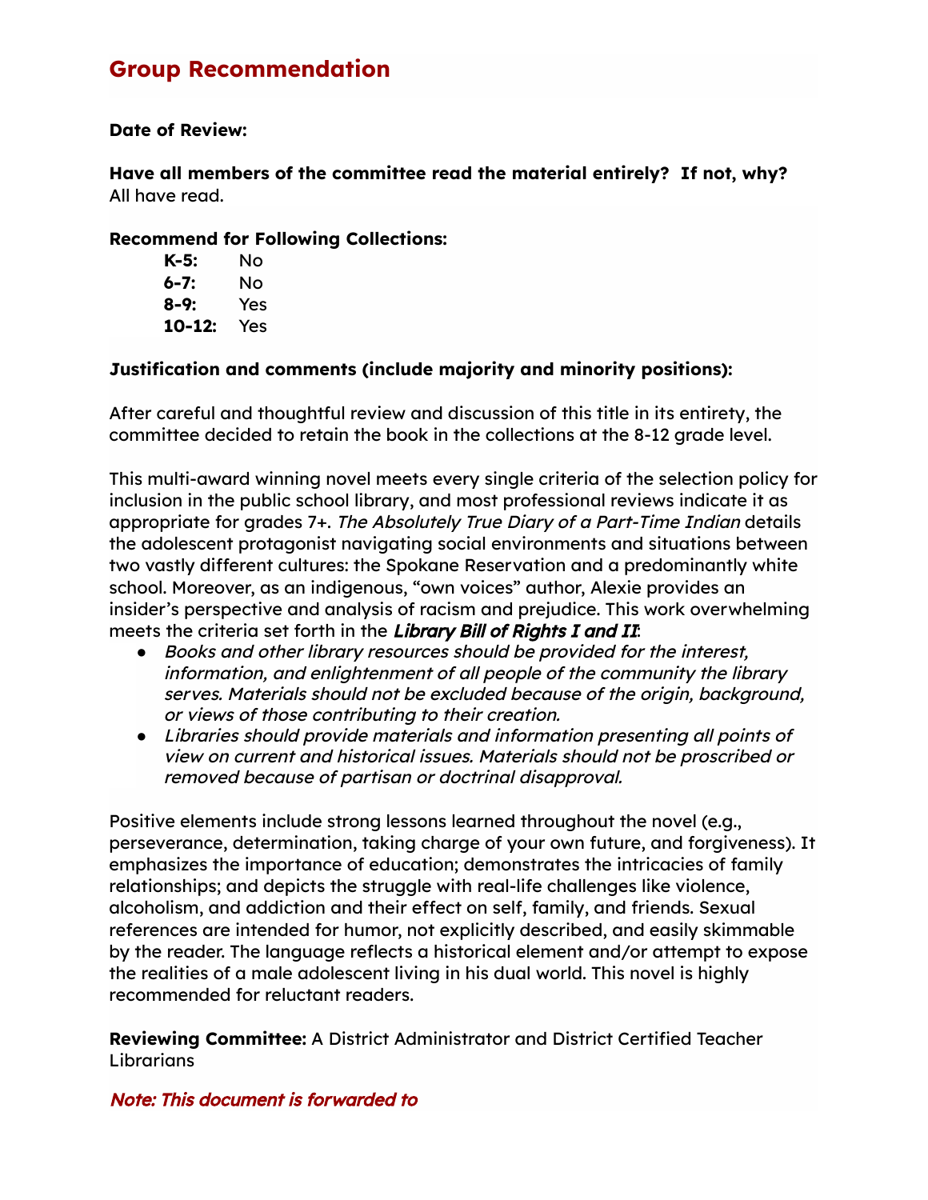## Group Recommendation

**Date of Review:**

**Have all members of the committee read the material entirely? If not, why?**
All have read.

**Recommend for Following Collections:**

**K-5:** No
**6-7:** No
**8-9:** Yes
**10-12:** Yes

**Justification and comments (include majority and minority positions):**

After careful and thoughtful review and discussion of this title in its entirety, the committee decided to retain the book in the collections at the 8-12 grade level.

This multi-award winning novel meets every single criteria of the selection policy for inclusion in the public school library, and most professional reviews indicate it as appropriate for grades 7+. *The Absolutely True Diary of a Part-Time Indian* details the adolescent protagonist navigating social environments and situations between two vastly different cultures: the Spokane Reservation and a predominantly white school. Moreover, as an indigenous, "own voices" author, Alexie provides an insider's perspective and analysis of racism and prejudice. This work overwhelming meets the criteria set forth in the ***Library Bill of Rights I and II***:

- *Books and other library resources should be provided for the interest, information, and enlightenment of all people of the community the library serves. Materials should not be excluded because of the origin, background, or views of those contributing to their creation.*
- *Libraries should provide materials and information presenting all points of view on current and historical issues. Materials should not be proscribed or removed because of partisan or doctrinal disapproval.*

Positive elements include strong lessons learned throughout the novel (e.g., perseverance, determination, taking charge of your own future, and forgiveness). It emphasizes the importance of education; demonstrates the intricacies of family relationships; and depicts the struggle with real-life challenges like violence, alcoholism, and addiction and their effect on self, family, and friends. Sexual references are intended for humor, not explicitly described, and easily skimmable by the reader. The language reflects a historical element and/or attempt to expose the realities of a male adolescent living in his dual world. This novel is highly recommended for reluctant readers.

**Reviewing Committee:** A District Administrator and District Certified Teacher Librarians

***Note: This document is forwarded to***